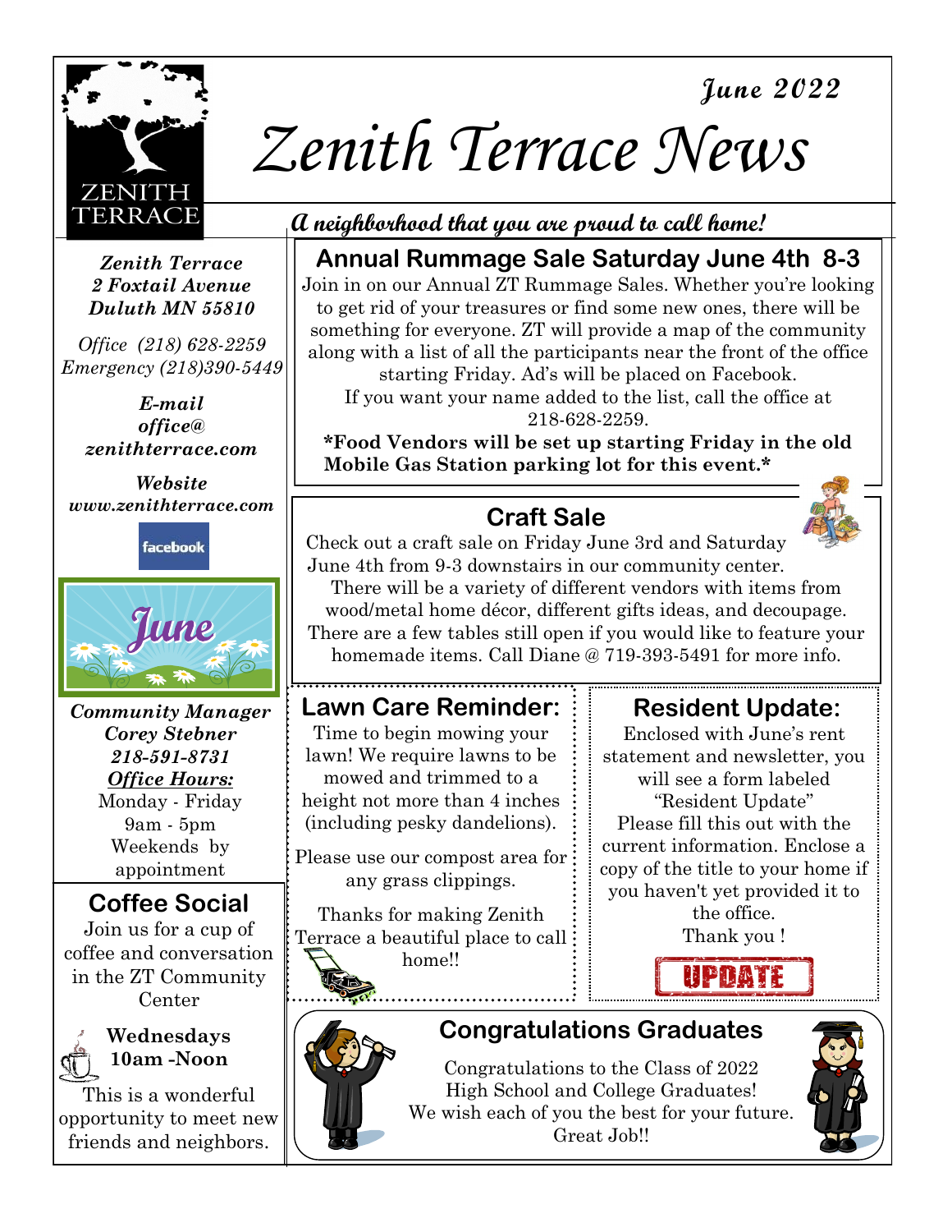# Zenith Terrace News

*June 2022*

***A neighborhood that you are proud to call home!***

***Zenith Terrace***
***2 Foxtail Avenue***
***Duluth MN 55810***

*Office (218) 628-2259*
*Emergency (218)390-5449*

***E-mail***
***office@ zenithterrace.com***

***Website***
***www.zenithterrace.com***

facebook

June

***Community Manager***
***Corey Stebner***
***218-591-8731***
***Office Hours:***
Monday - Friday
9am - 5pm
Weekends by appointment

## Coffee Social

Join us for a cup of coffee and conversation in the ZT Community Center

**Wednesdays**
**10am -Noon**

This is a wonderful opportunity to meet new friends and neighbors.

## Annual Rummage Sale Saturday June 4th 8-3

Join in on our Annual ZT Rummage Sales. Whether you're looking to get rid of your treasures or find some new ones, there will be something for everyone. ZT will provide a map of the community along with a list of all the participants near the front of the office starting Friday. Ad's will be placed on Facebook.
If you want your name added to the list, call the office at 218-628-2259.

**\*Food Vendors will be set up starting Friday in the old Mobile Gas Station parking lot for this event.\***

## Craft Sale

Check out a craft sale on Friday June 3rd and Saturday June 4th from 9-3 downstairs in our community center. There will be a variety of different vendors with items from wood/metal home décor, different gifts ideas, and decoupage. There are a few tables still open if you would like to feature your homemade items. Call Diane @ 719-393-5491 for more info.

## Lawn Care Reminder:

Time to begin mowing your lawn! We require lawns to be mowed and trimmed to a height not more than 4 inches (including pesky dandelions).

Please use our compost area for any grass clippings.

Thanks for making Zenith Terrace a beautiful place to call home!!

## Resident Update:

Enclosed with June's rent statement and newsletter, you will see a form labeled "Resident Update"
Please fill this out with the current information. Enclose a copy of the title to your home if you haven't yet provided it to the office.
Thank you !

UPDATE

## Congratulations Graduates

Congratulations to the Class of 2022
High School and College Graduates!
We wish each of you the best for your future.
Great Job!!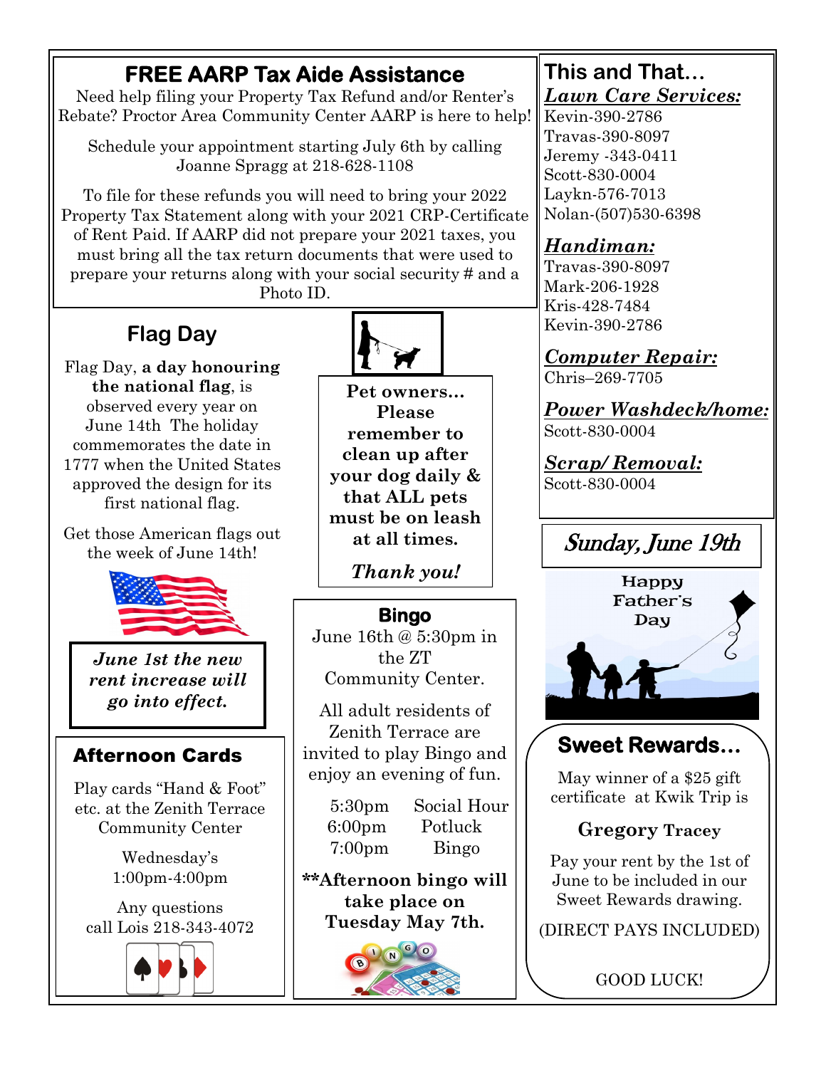## FREE AARP Tax Aide Assistance

Need help filing your Property Tax Refund and/or Renter's Rebate? Proctor Area Community Center AARP is here to help!

Schedule your appointment starting July 6th by calling Joanne Spragg at 218-628-1108

To file for these refunds you will need to bring your 2022 Property Tax Statement along with your 2021 CRP-Certificate of Rent Paid. If AARP did not prepare your 2021 taxes, you must bring all the tax return documents that were used to prepare your returns along with your social security # and a Photo ID.

## Flag Day

Flag Day, **a day honouring the national flag**, is observed every year on June 14th The holiday commemorates the date in 1777 when the United States approved the design for its first national flag.

Get those American flags out the week of June 14th!

***June 1st the new rent increase will go into effect.***

## Afternoon Cards

Play cards "Hand & Foot" etc. at the Zenith Terrace Community Center

Wednesday's
1:00pm-4:00pm

Any questions
call Lois 218-343-4072

**Pet owners… Please remember to clean up after your dog daily & that ALL pets must be on leash at all times.**

***Thank you!***

## Bingo

June 16th @ 5:30pm in the ZT Community Center.

All adult residents of Zenith Terrace are invited to play Bingo and enjoy an evening of fun.

5:30pm Social Hour
6:00pm Potluck
7:00pm Bingo

**\*\*Afternoon bingo will take place on Tuesday May 7th.**

## This and That…

***Lawn Care Services:***
Kevin-390-2786
Travas-390-8097
Jeremy -343-0411
Scott-830-0004
Laykn-576-7013
Nolan-(507)530-6398

***Handiman:***
Travas-390-8097
Mark-206-1928
Kris-428-7484
Kevin-390-2786

***Computer Repair:***
Chris–269-7705

***Power Washdeck/home:***
Scott-830-0004

***Scrap/ Removal:***
Scott-830-0004

*Sunday, June 19th*

Happy Father's Day

## Sweet Rewards…

May winner of a $25 gift certificate at Kwik Trip is

**Gregory Tracey**

Pay your rent by the 1st of June to be included in our Sweet Rewards drawing.

(DIRECT PAYS INCLUDED)

GOOD LUCK!